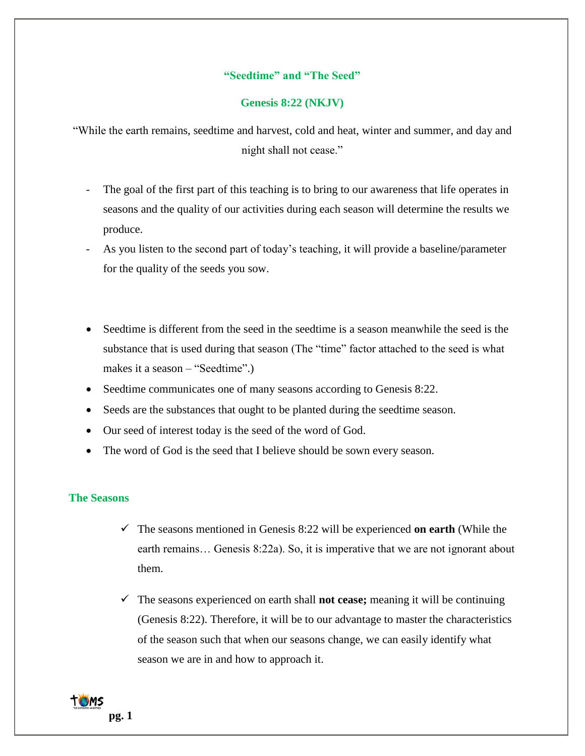## "Seedtime" and "The Seed"

### Genesis 8:22 (NKJV)

"While the earth remains, seedtime and harvest, cold and heat, winter and summer, and day and night shall not cease."

- The goal of the first part of this teaching is to bring to our awareness that life operates in seasons and the quality of our activities during each season will determine the results we produce.
- As you listen to the second part of today's teaching, it will provide a baseline/parameter for the quality of the seeds you sow.

- Seedtime is different from the seed in the seedtime is a season meanwhile the seed is the substance that is used during that season (The "time" factor attached to the seed is what makes it a season – "Seedtime".)
- Seedtime communicates one of many seasons according to Genesis 8:22.
- Seeds are the substances that ought to be planted during the seedtime season.
- Our seed of interest today is the seed of the word of God.
- The word of God is the seed that I believe should be sown every season.

### The Seasons

- ✓ The seasons mentioned in Genesis 8:22 will be experienced **on earth** (While the earth remains… Genesis 8:22a). So, it is imperative that we are not ignorant about them.

- ✓ The seasons experienced on earth shall **not cease;** meaning it will be continuing (Genesis 8:22). Therefore, it will be to our advantage to master the characteristics of the season such that when our seasons change, we can easily identify what season we are in and how to approach it.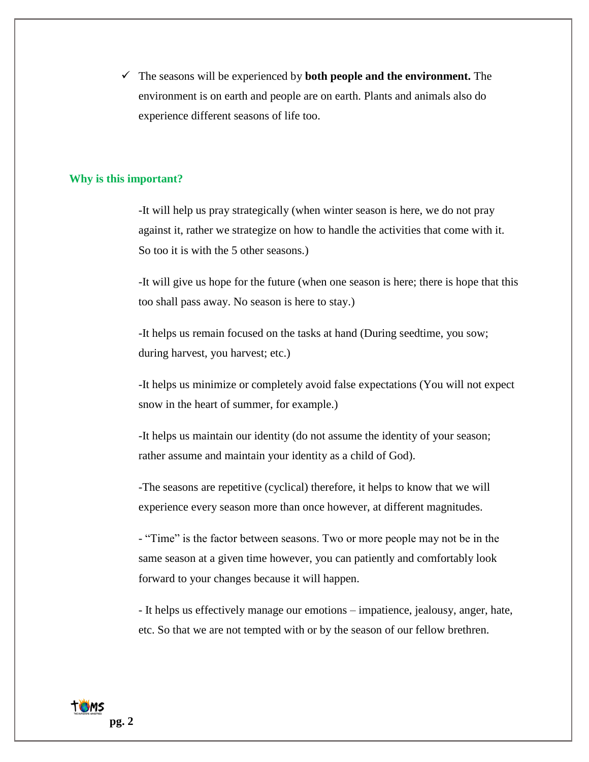- ✓ The seasons will be experienced by **both people and the environment.** The environment is on earth and people are on earth. Plants and animals also do experience different seasons of life too.

### Why is this important?

-It will help us pray strategically (when winter season is here, we do not pray against it, rather we strategize on how to handle the activities that come with it. So too it is with the 5 other seasons.)

-It will give us hope for the future (when one season is here; there is hope that this too shall pass away. No season is here to stay.)

-It helps us remain focused on the tasks at hand (During seedtime, you sow; during harvest, you harvest; etc.)

-It helps us minimize or completely avoid false expectations (You will not expect snow in the heart of summer, for example.)

-It helps us maintain our identity (do not assume the identity of your season; rather assume and maintain your identity as a child of God).

-The seasons are repetitive (cyclical) therefore, it helps to know that we will experience every season more than once however, at different magnitudes.

- "Time" is the factor between seasons. Two or more people may not be in the same season at a given time however, you can patiently and comfortably look forward to your changes because it will happen.

- It helps us effectively manage our emotions – impatience, jealousy, anger, hate, etc. So that we are not tempted with or by the season of our fellow brethren.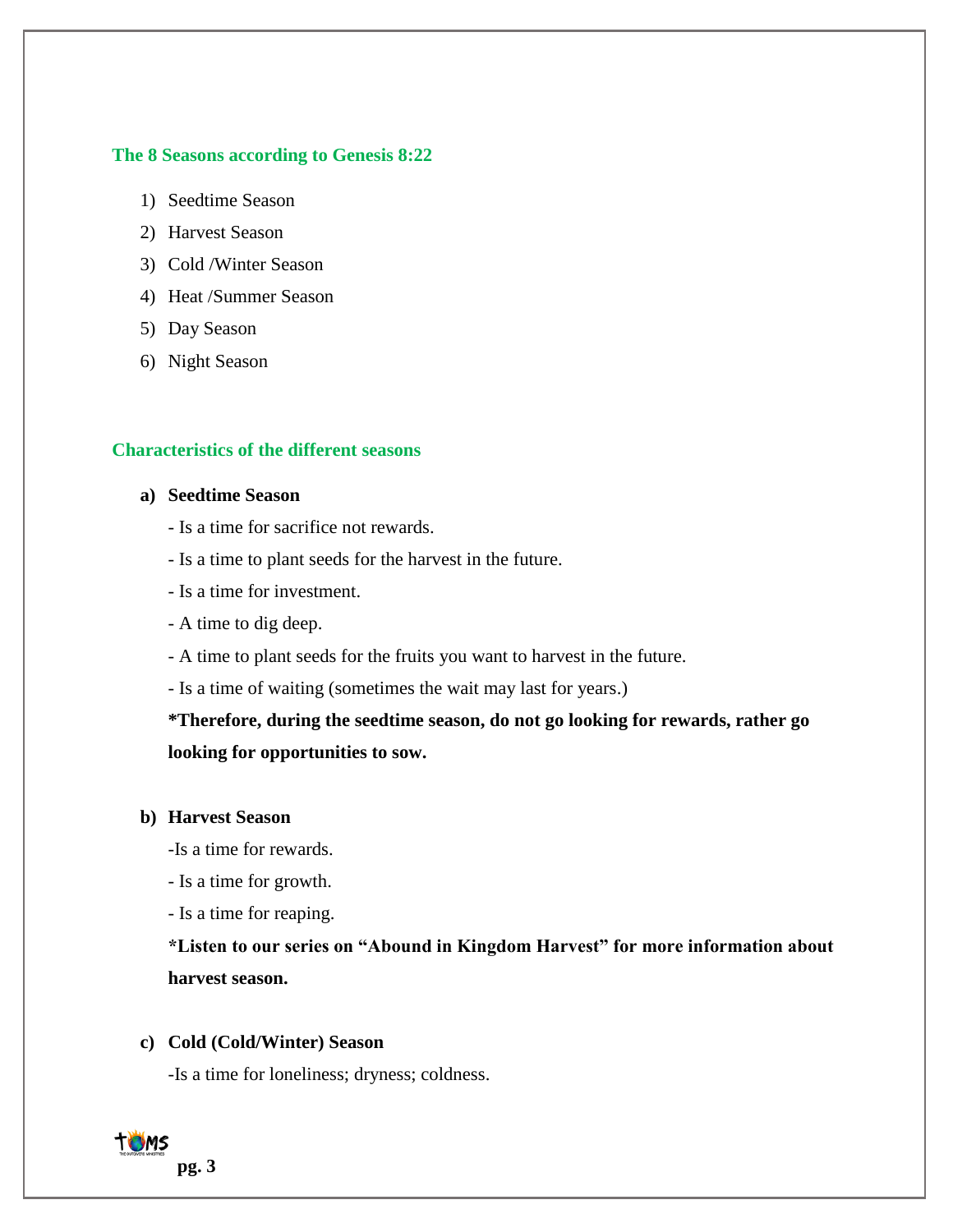## The 8 Seasons according to Genesis 8:22

1) Seedtime Season
2) Harvest Season
3) Cold /Winter Season
4) Heat /Summer Season
5) Day Season
6) Night Season

## Characteristics of the different seasons

a) **Seedtime Season**

   - Is a time for sacrifice not rewards.

   - Is a time to plant seeds for the harvest in the future.

   - Is a time for investment.

   - A time to dig deep.

   - A time to plant seeds for the fruits you want to harvest in the future.

   - Is a time of waiting (sometimes the wait may last for years.)

   ***Therefore, during the seedtime season, do not go looking for rewards, rather go looking for opportunities to sow.**

b) **Harvest Season**

   -Is a time for rewards.

   - Is a time for growth.

   - Is a time for reaping.

   ***Listen to our series on "Abound in Kingdom Harvest" for more information about harvest season.**

c) **Cold (Cold/Winter) Season**

   -Is a time for loneliness; dryness; coldness.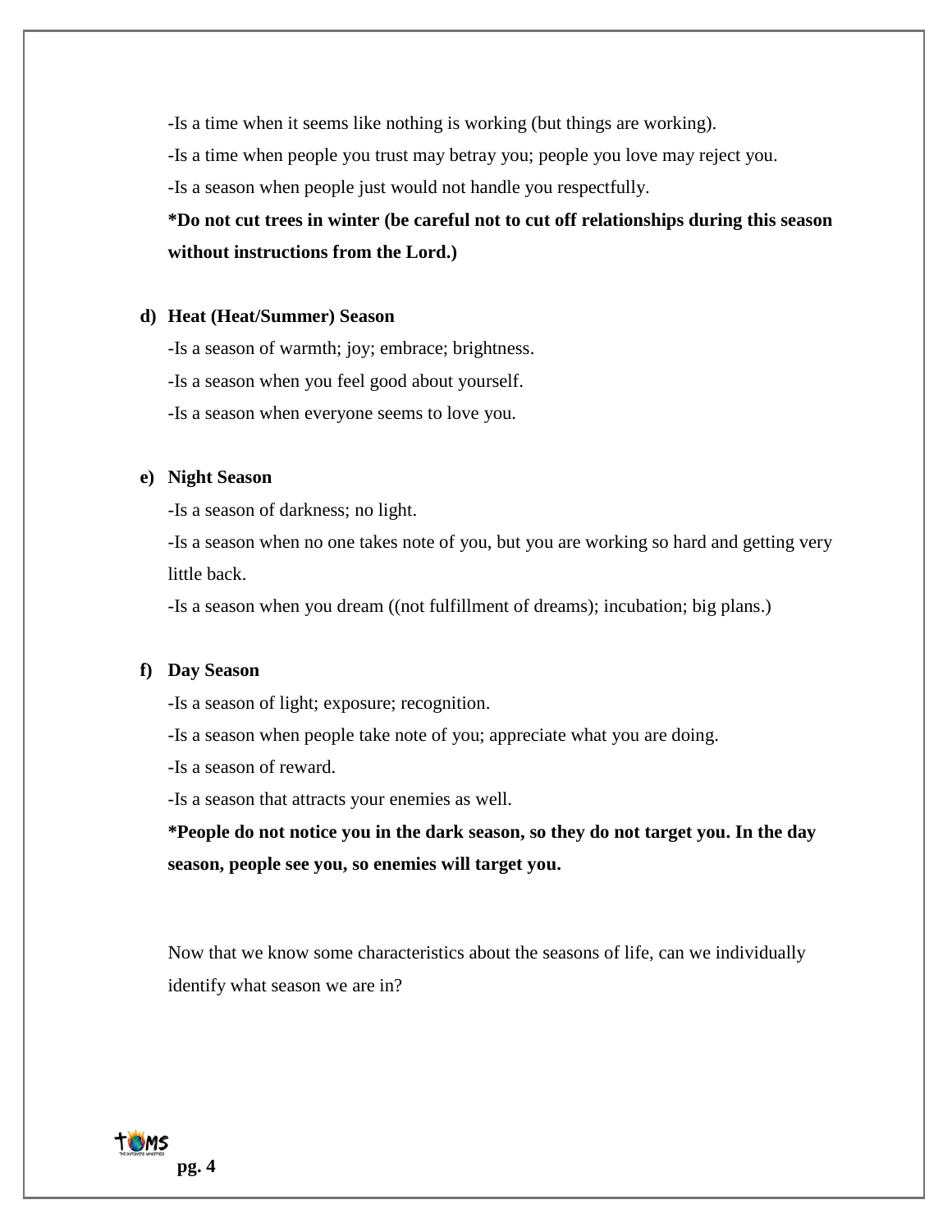-Is a time when it seems like nothing is working (but things are working).

-Is a time when people you trust may betray you; people you love may reject you.

-Is a season when people just would not handle you respectfully.

**\*Do not cut trees in winter (be careful not to cut off relationships during this season without instructions from the Lord.)**

**d) Heat (Heat/Summer) Season**

-Is a season of warmth; joy; embrace; brightness.

-Is a season when you feel good about yourself.

-Is a season when everyone seems to love you.

**e) Night Season**

-Is a season of darkness; no light.

-Is a season when no one takes note of you, but you are working so hard and getting very little back.

-Is a season when you dream ((not fulfillment of dreams); incubation; big plans.)

**f) Day Season**

-Is a season of light; exposure; recognition.

-Is a season when people take note of you; appreciate what you are doing.

-Is a season of reward.

-Is a season that attracts your enemies as well.

**\*People do not notice you in the dark season, so they do not target you. In the day season, people see you, so enemies will target you.**

Now that we know some characteristics about the seasons of life, can we individually identify what season we are in?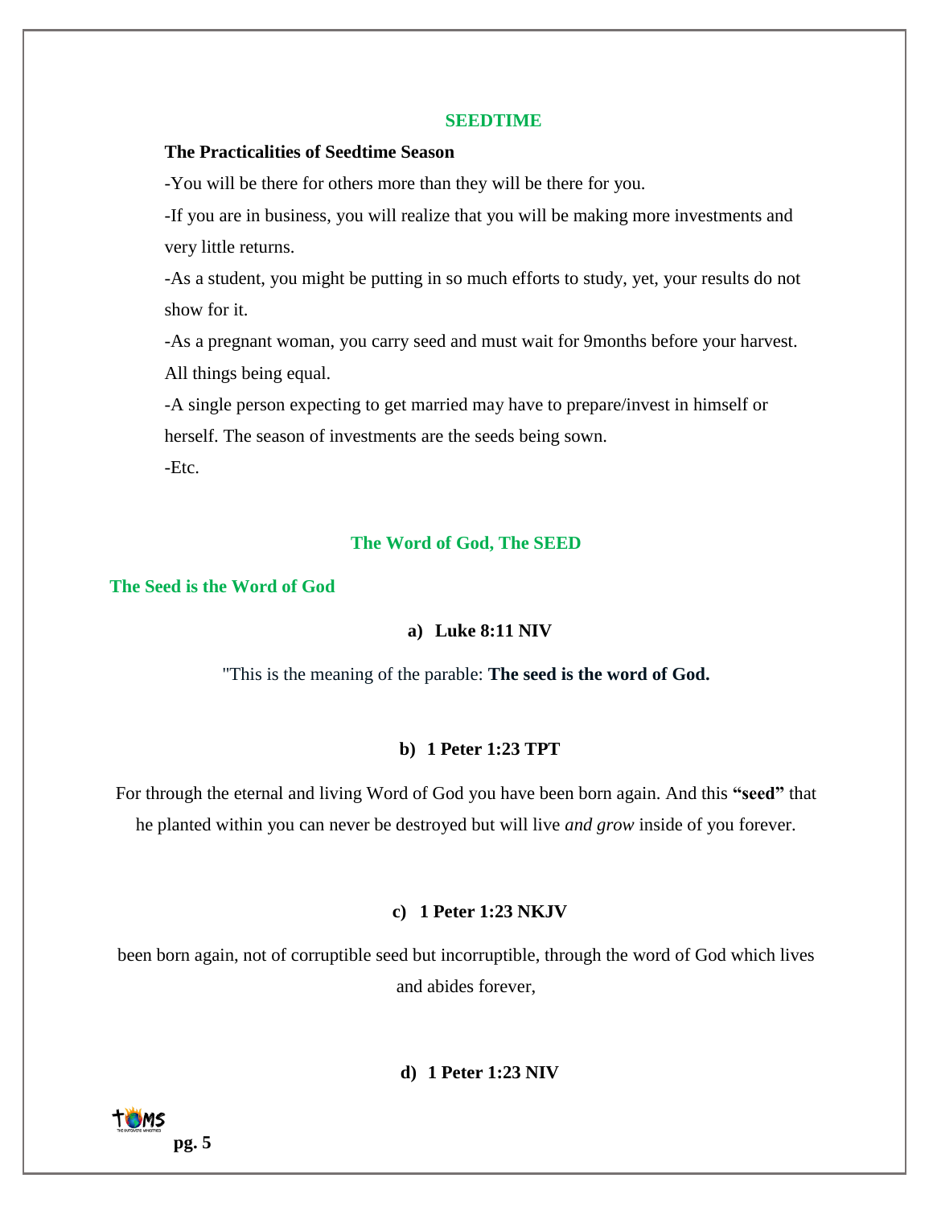## SEEDTIME

**The Practicalities of Seedtime Season**

-You will be there for others more than they will be there for you.

-If you are in business, you will realize that you will be making more investments and very little returns.

-As a student, you might be putting in so much efforts to study, yet, your results do not show for it.

-As a pregnant woman, you carry seed and must wait for 9months before your harvest. All things being equal.

-A single person expecting to get married may have to prepare/invest in himself or herself. The season of investments are the seeds being sown.

-Etc.

## The Word of God, The SEED

### The Seed is the Word of God

**a) Luke 8:11 NIV**

"This is the meaning of the parable: **The seed is the word of God.**

**b) 1 Peter 1:23 TPT**

For through the eternal and living Word of God you have been born again. And this **"seed"** that he planted within you can never be destroyed but will live *and grow* inside of you forever.

**c) 1 Peter 1:23 NKJV**

been born again, not of corruptible seed but incorruptible, through the word of God which lives and abides forever,

**d) 1 Peter 1:23 NIV**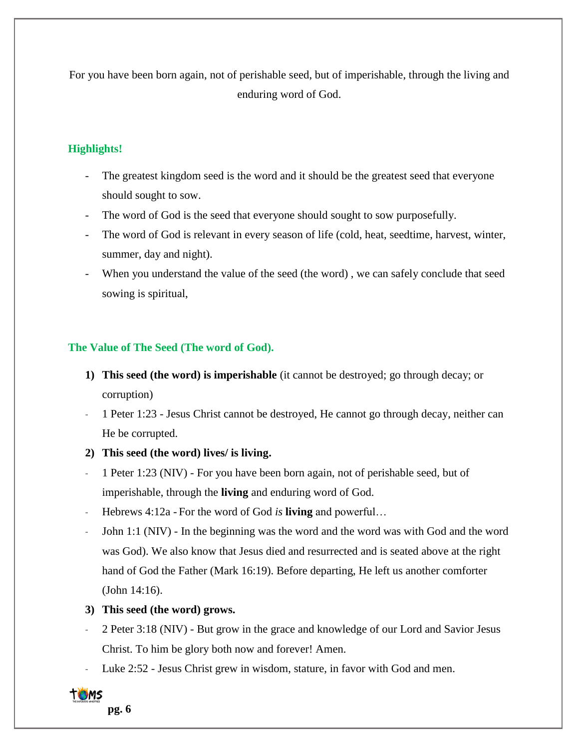For you have been born again, not of perishable seed, but of imperishable, through the living and enduring word of God.

**Highlights!**

- The greatest kingdom seed is the word and it should be the greatest seed that everyone should sought to sow.
- The word of God is the seed that everyone should sought to sow purposefully.
- The word of God is relevant in every season of life (cold, heat, seedtime, harvest, winter, summer, day and night).
- When you understand the value of the seed (the word) , we can safely conclude that seed sowing is spiritual,

**The Value of The Seed (The word of God).**

1) **This seed (the word) is imperishable** (it cannot be destroyed; go through decay; or corruption)

- 1 Peter 1:23 - Jesus Christ cannot be destroyed, He cannot go through decay, neither can He be corrupted.

2) **This seed (the word) lives/ is living.**

- 1 Peter 1:23 (NIV) - For you have been born again, not of perishable seed, but of imperishable, through the **living** and enduring word of God.
- Hebrews 4:12a - For the word of God *is* **living** and powerful…
- John 1:1 (NIV) - In the beginning was the word and the word was with God and the word was God). We also know that Jesus died and resurrected and is seated above at the right hand of God the Father (Mark 16:19). Before departing, He left us another comforter (John 14:16).

3) **This seed (the word) grows.**

- 2 Peter 3:18 (NIV) - But grow in the grace and knowledge of our Lord and Savior Jesus Christ. To him be glory both now and forever! Amen.
- Luke 2:52 - Jesus Christ grew in wisdom, stature, in favor with God and men.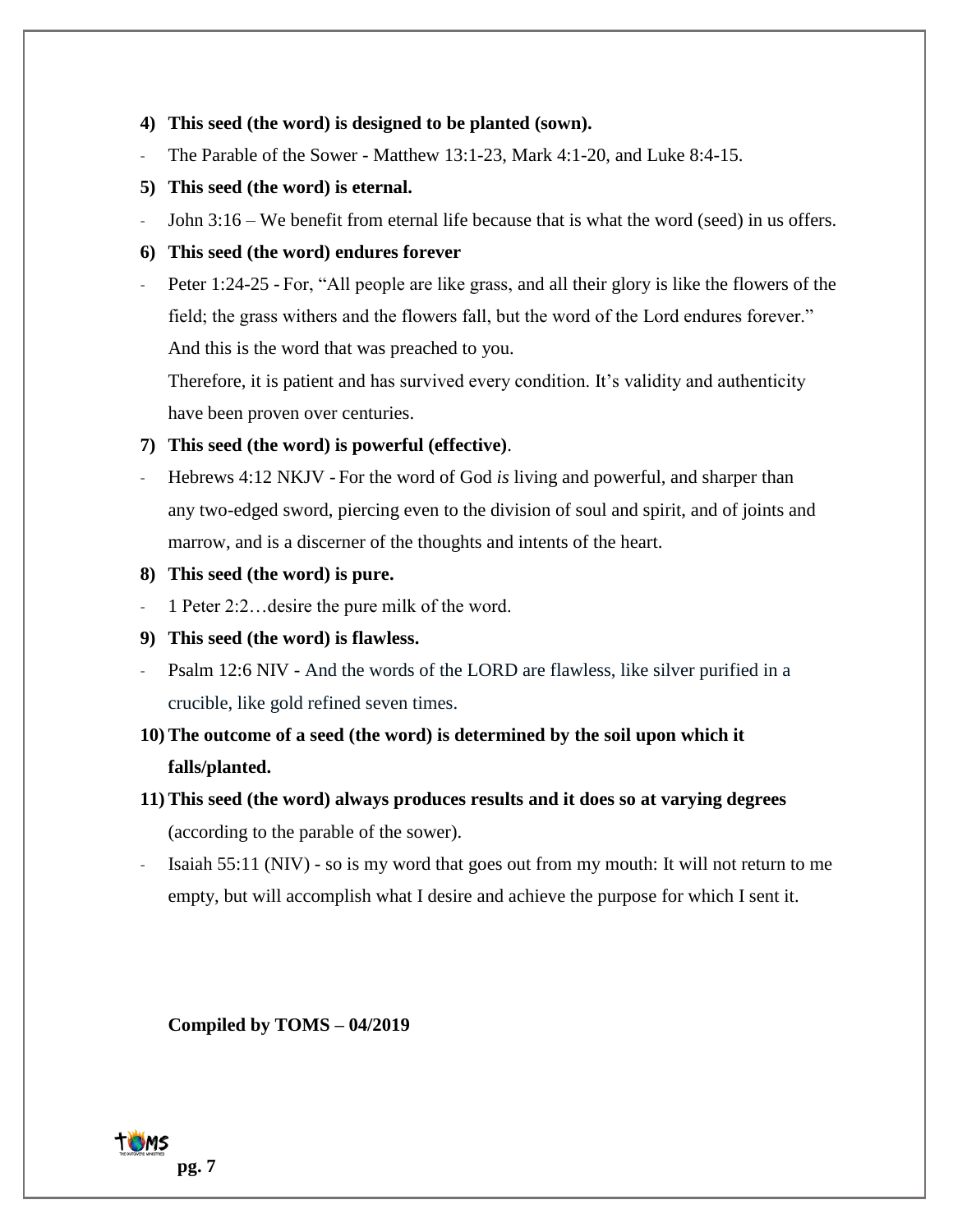4) **This seed (the word) is designed to be planted (sown).**

- The Parable of the Sower - Matthew 13:1-23, Mark 4:1-20, and Luke 8:4-15.

5) **This seed (the word) is eternal.**

- John 3:16 – We benefit from eternal life because that is what the word (seed) in us offers.

6) **This seed (the word) endures forever**

- Peter 1:24-25 - For, “All people are like grass, and all their glory is like the flowers of the field; the grass withers and the flowers fall, but the word of the Lord endures forever.” And this is the word that was preached to you.

  Therefore, it is patient and has survived every condition. It’s validity and authenticity have been proven over centuries.

7) **This seed (the word) is powerful (effective)**.

- Hebrews 4:12 NKJV - For the word of God *is* living and powerful, and sharper than any two-edged sword, piercing even to the division of soul and spirit, and of joints and marrow, and is a discerner of the thoughts and intents of the heart.

8) **This seed (the word) is pure.**

- 1 Peter 2:2…desire the pure milk of the word.

9) **This seed (the word) is flawless.**

- Psalm 12:6 NIV - And the words of the LORD are flawless, like silver purified in a crucible, like gold refined seven times.

10) **The outcome of a seed (the word) is determined by the soil upon which it falls/planted.**

11) **This seed (the word) always produces results and it does so at varying degrees** (according to the parable of the sower).

- Isaiah 55:11 (NIV) - so is my word that goes out from my mouth: It will not return to me empty, but will accomplish what I desire and achieve the purpose for which I sent it.

**Compiled by TOMS – 04/2019**